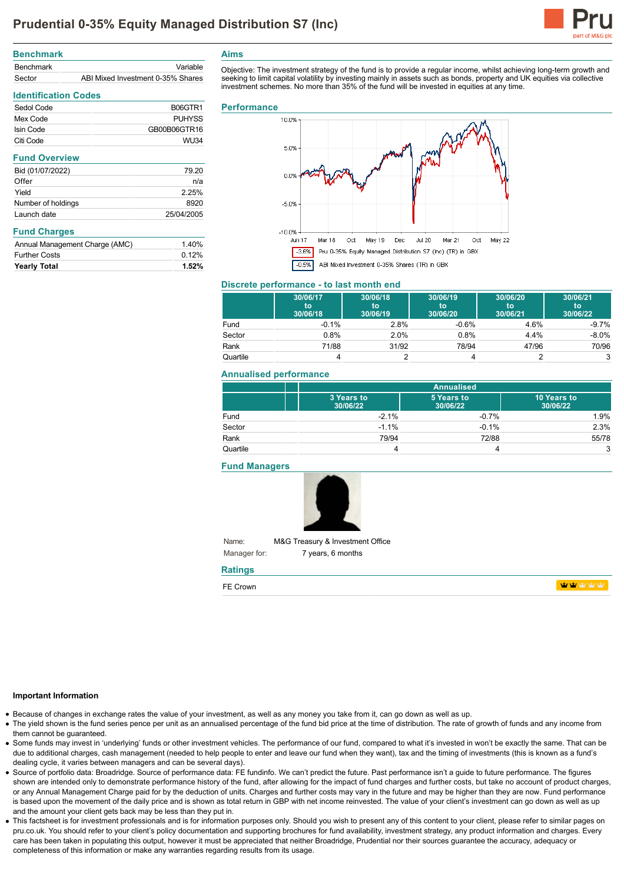# Prudential 0-35% Equity Managed Distribution S7 (Inc)

## Benchmark

| | |
|---|---|
| Benchmark | Variable |
| Sector | ABI Mixed Investment 0-35% Shares |

## Identification Codes

| | |
|---|---|
| Sedol Code | B06GTR1 |
| Mex Code | PUHYSS |
| Isin Code | GB00B06GTR16 |
| Citi Code | WU34 |

## Fund Overview

| | |
|---|---|
| Bid (01/07/2022) | 79.20 |
| Offer | n/a |
| Yield | 2.25% |
| Number of holdings | 8920 |
| Launch date | 25/04/2005 |

## Fund Charges

| | |
|---|---|
| Annual Management Charge (AMC) | 1.40% |
| Further Costs | 0.12% |
| **Yearly Total** | **1.52%** |

## Aims

Objective: The investment strategy of the fund is to provide a regular income, whilst achieving long-term growth and seeking to limit capital volatility by investing mainly in assets such as bonds, property and UK equities via collective investment schemes. No more than 35% of the fund will be invested in equities at any time.

## Performance

-3.6% Pru 0-35% Equity Managed Distribution S7 (Inc) (TR) in GBX

-0.5% ABI Mixed Investment 0-35% Shares (TR) in GBX

## Discrete performance - to last month end

| | 30/06/17 to 30/06/18 | 30/06/18 to 30/06/19 | 30/06/19 to 30/06/20 | 30/06/20 to 30/06/21 | 30/06/21 to 30/06/22 |
|---|---|---|---|---|---|
| Fund | -0.1% | 2.8% | -0.6% | 4.6% | -9.7% |
| Sector | 0.8% | 2.0% | 0.8% | 4.4% | -8.0% |
| Rank | 71/88 | 31/92 | 78/94 | 47/96 | 70/96 |
| Quartile | 4 | 2 | 4 | 2 | 3 |

## Annualised performance

| | Annualised | | |
|---|---|---|---|
| | 3 Years to 30/06/22 | 5 Years to 30/06/22 | 10 Years to 30/06/22 |
| Fund | -2.1% | -0.7% | 1.9% |
| Sector | -1.1% | -0.1% | 2.3% |
| Rank | 79/94 | 72/88 | 55/78 |
| Quartile | 4 | 4 | 3 |

## Fund Managers

Name: M&G Treasury & Investment Office

Manager for: 7 years, 6 months

## Ratings

FE Crown

### Important Information

- Because of changes in exchange rates the value of your investment, as well as any money you take from it, can go down as well as up.
- The yield shown is the fund series pence per unit as an annualised percentage of the fund bid price at the time of distribution. The rate of growth of funds and any income from them cannot be guaranteed.
- Some funds may invest in 'underlying' funds or other investment vehicles. The performance of our fund, compared to what it's invested in won't be exactly the same. That can be due to additional charges, cash management (needed to help people to enter and leave our fund when they want), tax and the timing of investments (this is known as a fund's dealing cycle, it varies between managers and can be several days).
- Source of portfolio data: Broadridge. Source of performance data: FE fundinfo. We can't predict the future. Past performance isn't a guide to future performance. The figures shown are intended only to demonstrate performance history of the fund, after allowing for the impact of fund charges and further costs, but take no account of product charges, or any Annual Management Charge paid for by the deduction of units. Charges and further costs may vary in the future and may be higher than they are now. Fund performance is based upon the movement of the daily price and is shown as total return in GBP with net income reinvested. The value of your client's investment can go down as well as up and the amount your client gets back may be less than they put in.
- This factsheet is for investment professionals and is for information purposes only. Should you wish to present any of this content to your client, please refer to similar pages on pru.co.uk. You should refer to your client's policy documentation and supporting brochures for fund availability, investment strategy, any product information and charges. Every care has been taken in populating this output, however it must be appreciated that neither Broadridge, Prudential nor their sources guarantee the accuracy, adequacy or completeness of this information or make any warranties regarding results from its usage.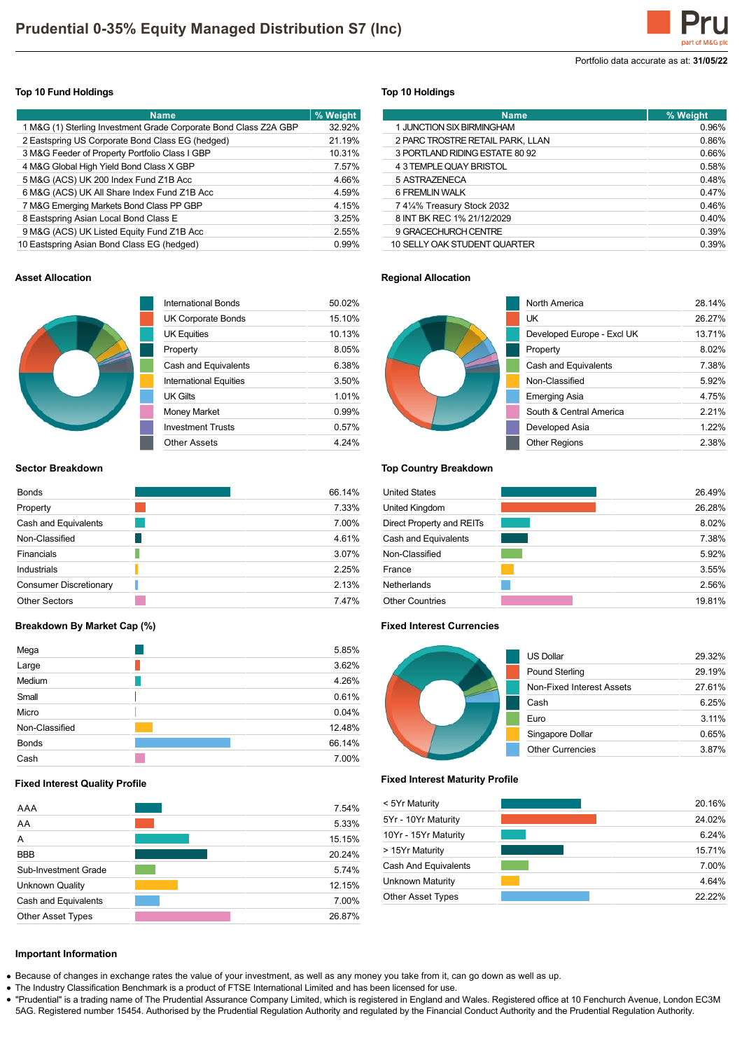# Prudential 0-35% Equity Managed Distribution S7 (Inc)

Portfolio data accurate as at: **31/05/22**

### Top 10 Fund Holdings

| Name | % Weight |
|---|---|
| 1 M&G (1) Sterling Investment Grade Corporate Bond Class Z2A GBP | 32.92% |
| 2 Eastspring US Corporate Bond Class EG (hedged) | 21.19% |
| 3 M&G Feeder of Property Portfolio Class I GBP | 10.31% |
| 4 M&G Global High Yield Bond Class X GBP | 7.57% |
| 5 M&G (ACS) UK 200 Index Fund Z1B Acc | 4.66% |
| 6 M&G (ACS) UK All Share Index Fund Z1B Acc | 4.59% |
| 7 M&G Emerging Markets Bond Class PP GBP | 4.15% |
| 8 Eastspring Asian Local Bond Class E | 3.25% |
| 9 M&G (ACS) UK Listed Equity Fund Z1B Acc | 2.55% |
| 10 Eastspring Asian Bond Class EG (hedged) | 0.99% |

### Top 10 Holdings

| Name | % Weight |
|---|---|
| 1 JUNCTION SIX BIRMINGHAM | 0.96% |
| 2 PARC TROSTRE RETAIL PARK, LLAN | 0.86% |
| 3 PORTLAND RIDING ESTATE 80 92 | 0.66% |
| 4 3 TEMPLE QUAY BRISTOL | 0.58% |
| 5 ASTRAZENECA | 0.48% |
| 6 FREMLIN WALK | 0.47% |
| 7 4¼% Treasury Stock 2032 | 0.46% |
| 8 INT BK REC 1% 21/12/2029 | 0.40% |
| 9 GRACECHURCH CENTRE | 0.39% |
| 10 SELLY OAK STUDENT QUARTER | 0.39% |

### Asset Allocation

International Bonds 50.02%
UK Corporate Bonds 15.10%
UK Equities 10.13%
Property 8.05%
Cash and Equivalents 6.38%
International Equities 3.50%
UK Gilts 1.01%
Money Market 0.99%
Investment Trusts 0.57%
Other Assets 4.24%

### Regional Allocation

North America 28.14%
UK 26.27%
Developed Europe - Excl UK 13.71%
Property 8.02%
Cash and Equivalents 7.38%
Non-Classified 5.92%
Emerging Asia 4.75%
South & Central America 2.21%
Developed Asia 1.22%
Other Regions 2.38%

### Sector Breakdown

Bonds 66.14%
Property 7.33%
Cash and Equivalents 7.00%
Non-Classified 4.61%
Financials 3.07%
Industrials 2.25%
Consumer Discretionary 2.13%
Other Sectors 7.47%

### Top Country Breakdown

United States 26.49%
United Kingdom 26.28%
Direct Property and REITs 8.02%
Cash and Equivalents 7.38%
Non-Classified 5.92%
France 3.55%
Netherlands 2.56%
Other Countries 19.81%

### Breakdown By Market Cap (%)

Mega 5.85%
Large 3.62%
Medium 4.26%
Small 0.61%
Micro 0.04%
Non-Classified 12.48%
Bonds 66.14%
Cash 7.00%

### Fixed Interest Currencies

US Dollar 29.32%
Pound Sterling 29.19%
Non-Fixed Interest Assets 27.61%
Cash 6.25%
Euro 3.11%
Singapore Dollar 0.65%
Other Currencies 3.87%

### Fixed Interest Quality Profile

AAA 7.54%
AA 5.33%
A 15.15%
BBB 20.24%
Sub-Investment Grade 5.74%
Unknown Quality 12.15%
Cash and Equivalents 7.00%
Other Asset Types 26.87%

### Fixed Interest Maturity Profile

< 5Yr Maturity 20.16%
5Yr - 10Yr Maturity 24.02%
10Yr - 15Yr Maturity 6.24%
> 15Yr Maturity 15.71%
Cash And Equivalents 7.00%
Unknown Maturity 4.64%
Other Asset Types 22.22%

### Important Information

- Because of changes in exchange rates the value of your investment, as well as any money you take from it, can go down as well as up.
- The Industry Classification Benchmark is a product of FTSE International Limited and has been licensed for use.
- "Prudential" is a trading name of The Prudential Assurance Company Limited, which is registered in England and Wales. Registered office at 10 Fenchurch Avenue, London EC3M 5AG. Registered number 15454. Authorised by the Prudential Regulation Authority and regulated by the Financial Conduct Authority and the Prudential Regulation Authority.